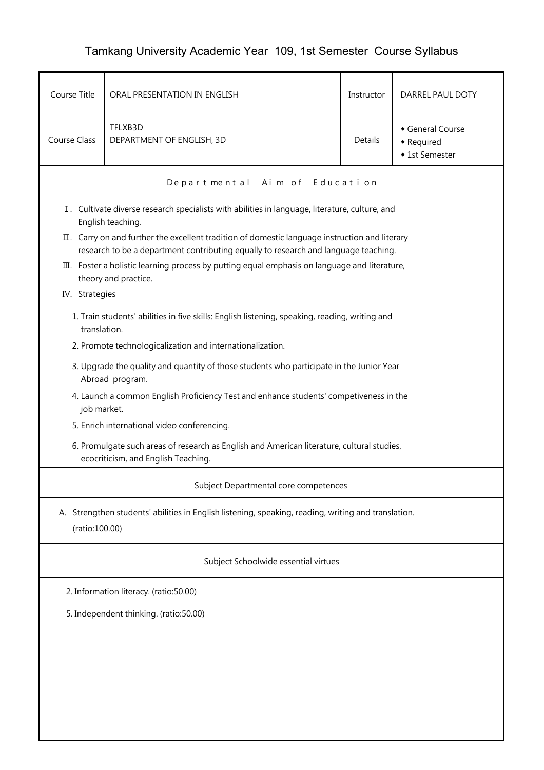# Tamkang University Academic Year 109, 1st Semester Course Syllabus

| Course Title | ORAL PRESENTATION IN ENGLISH | Instructor | DARREL PAUL DOTY |
| --- | --- | --- | --- |
| Course Class | TFLXB3D<br>DEPARTMENT OF ENGLISH, 3D | Details | ◆ General Course<br>◆ Required<br>◆ 1st Semester |

## Departmental Aim of Education

Ⅰ. Cultivate diverse research specialists with abilities in language, literature, culture, and English teaching.

Ⅱ. Carry on and further the excellent tradition of domestic language instruction and literary research to be a department contributing equally to research and language teaching.

Ⅲ. Foster a holistic learning process by putting equal emphasis on language and literature, theory and practice.

IV. Strategies

1. Train students' abilities in five skills: English listening, speaking, reading, writing and translation.
2. Promote technologicalization and internationalization.
3. Upgrade the quality and quantity of those students who participate in the Junior Year Abroad program.
4. Launch a common English Proficiency Test and enhance students' competiveness in the job market.
5. Enrich international video conferencing.
6. Promulgate such areas of research as English and American literature, cultural studies, ecocriticism, and English Teaching.

## Subject Departmental core competences

A. Strengthen students' abilities in English listening, speaking, reading, writing and translation. (ratio:100.00)

## Subject Schoolwide essential virtues

2. Information literacy. (ratio:50.00)

5. Independent thinking. (ratio:50.00)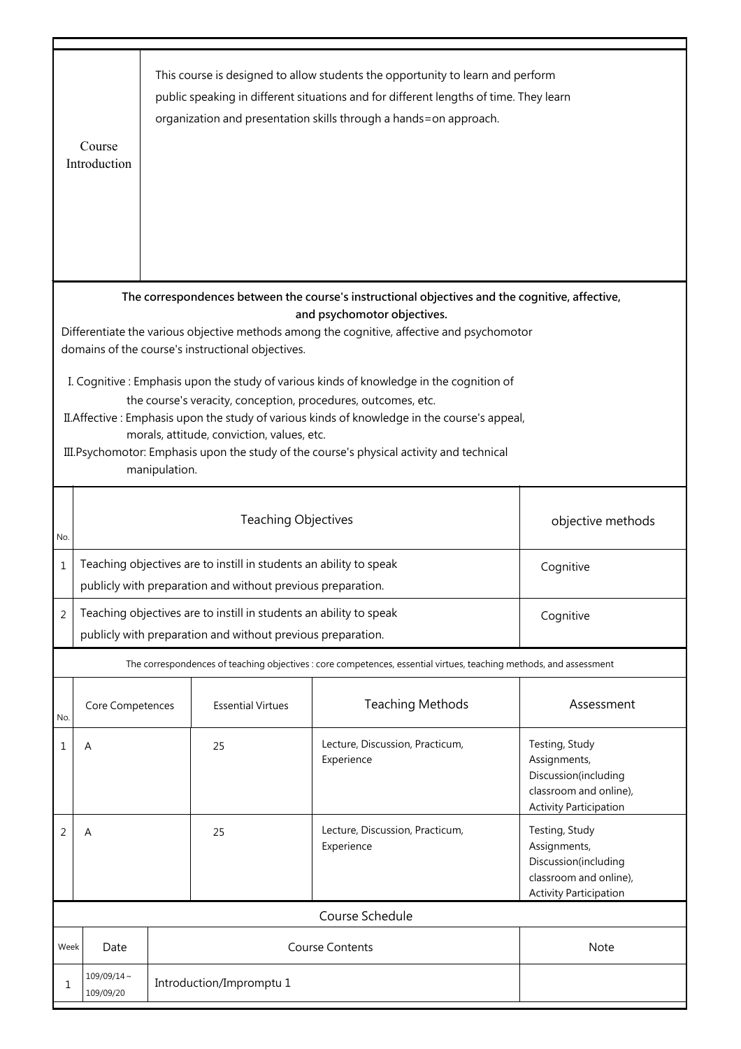| Course Introduction | This course is designed to allow students the opportunity to learn and perform public speaking in different situations and for different lengths of time. They learn organization and presentation skills through a hands=on approach. |
|---|---|

**The correspondences between the course's instructional objectives and the cognitive, affective, and psychomotor objectives.**

Differentiate the various objective methods among the cognitive, affective and psychomotor domains of the course's instructional objectives.

I. Cognitive : Emphasis upon the study of various kinds of knowledge in the cognition of the course's veracity, conception, procedures, outcomes, etc.

II.Affective : Emphasis upon the study of various kinds of knowledge in the course's appeal, morals, attitude, conviction, values, etc.

III.Psychomotor: Emphasis upon the study of the course's physical activity and technical manipulation.

| No. | Teaching Objectives | objective methods |
|---|---|---|
| 1 | Teaching objectives are to instill in students an ability to speak publicly with preparation and without previous preparation. | Cognitive |
| 2 | Teaching objectives are to instill in students an ability to speak publicly with preparation and without previous preparation. | Cognitive |

The correspondences of teaching objectives : core competences, essential virtues, teaching methods, and assessment

| No. | Core Competences | Essential Virtues | Teaching Methods | Assessment |
|---|---|---|---|---|
| 1 | A | 25 | Lecture, Discussion, Practicum, Experience | Testing, Study Assignments, Discussion(including classroom and online), Activity Participation |
| 2 | A | 25 | Lecture, Discussion, Practicum, Experience | Testing, Study Assignments, Discussion(including classroom and online), Activity Participation |

Course Schedule

| Week | Date | Course Contents | Note |
|---|---|---|---|
| 1 | 109/09/14～109/09/20 | Introduction/Impromptu 1 | |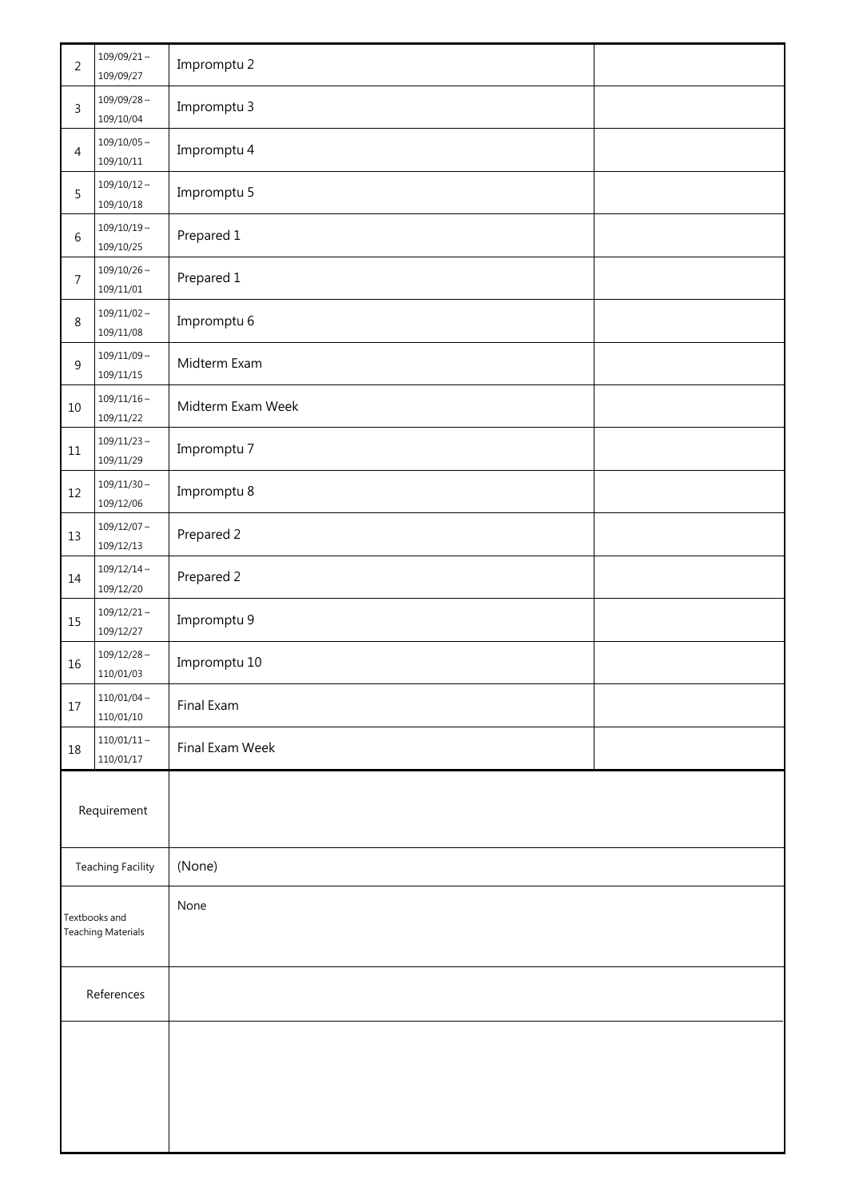| | | | |
|---|---|---|---|
| 2 | 109/09/21～109/09/27 | Impromptu 2 | |
| 3 | 109/09/28～109/10/04 | Impromptu 3 | |
| 4 | 109/10/05～109/10/11 | Impromptu 4 | |
| 5 | 109/10/12～109/10/18 | Impromptu 5 | |
| 6 | 109/10/19～109/10/25 | Prepared 1 | |
| 7 | 109/10/26～109/11/01 | Prepared 1 | |
| 8 | 109/11/02～109/11/08 | Impromptu 6 | |
| 9 | 109/11/09～109/11/15 | Midterm Exam | |
| 10 | 109/11/16～109/11/22 | Midterm Exam Week | |
| 11 | 109/11/23～109/11/29 | Impromptu 7 | |
| 12 | 109/11/30～109/12/06 | Impromptu 8 | |
| 13 | 109/12/07～109/12/13 | Prepared 2 | |
| 14 | 109/12/14～109/12/20 | Prepared 2 | |
| 15 | 109/12/21～109/12/27 | Impromptu 9 | |
| 16 | 109/12/28～110/01/03 | Impromptu 10 | |
| 17 | 110/01/04～110/01/10 | Final Exam | |
| 18 | 110/01/11～110/01/17 | Final Exam Week | |

| | |
|---|---|
| Requirement | |
| Teaching Facility | (None) |
| Textbooks and Teaching Materials | None |
| References | |
| | |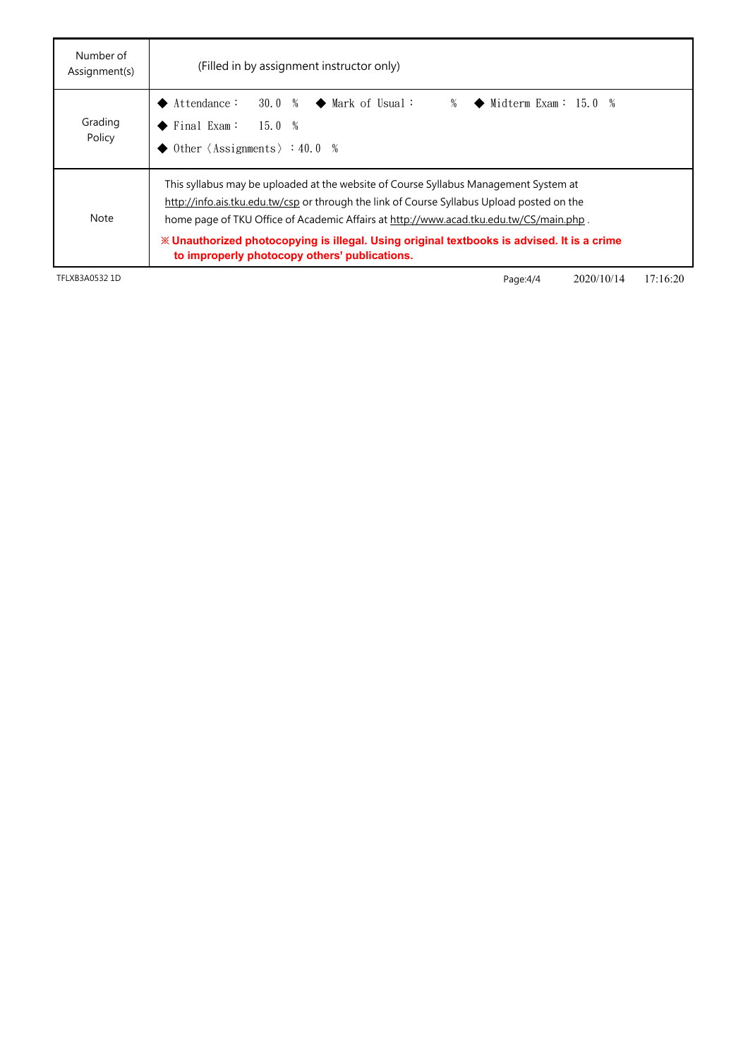| | |
|---|---|
| Number of Assignment(s) | (Filled in by assignment instructor only) |
| Grading Policy | ◆ Attendance： 30.0 % ◆ Mark of Usual： % ◆ Midterm Exam： 15.0 %<br>◆ Final Exam： 15.0 %<br>◆ Other〈Assignments〉：40.0 % |
| Note | This syllabus may be uploaded at the website of Course Syllabus Management System at http://info.ais.tku.edu.tw/csp or through the link of Course Syllabus Upload posted on the home page of TKU Office of Academic Affairs at http://www.acad.tku.edu.tw/CS/main.php .<br>**※ Unauthorized photocopying is illegal. Using original textbooks is advised. It is a crime to improperly photocopy others' publications.** |

TFLXB3A0532 1D 2020/10/14 17:16:20